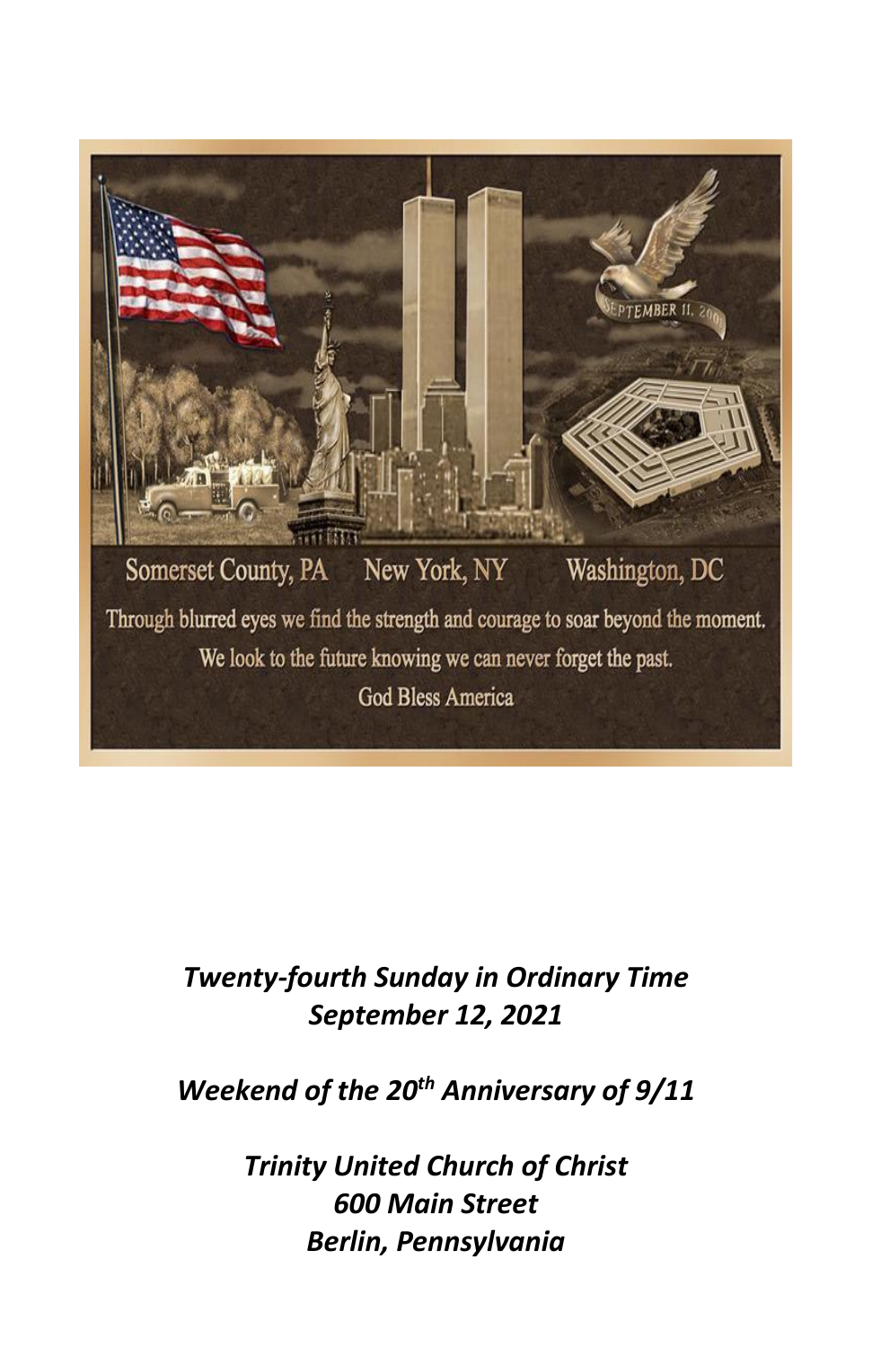Somerset County, PA    New York, NY    Washington, DC

Through blurred eyes we find the strength and courage to soar beyond the moment.
We look to the future knowing we can never forget the past.
God Bless America

***Twenty-fourth Sunday in Ordinary Time***
***September 12, 2021***

***Weekend of the 20th Anniversary of 9/11***

***Trinity United Church of Christ***
***600 Main Street***
***Berlin, Pennsylvania***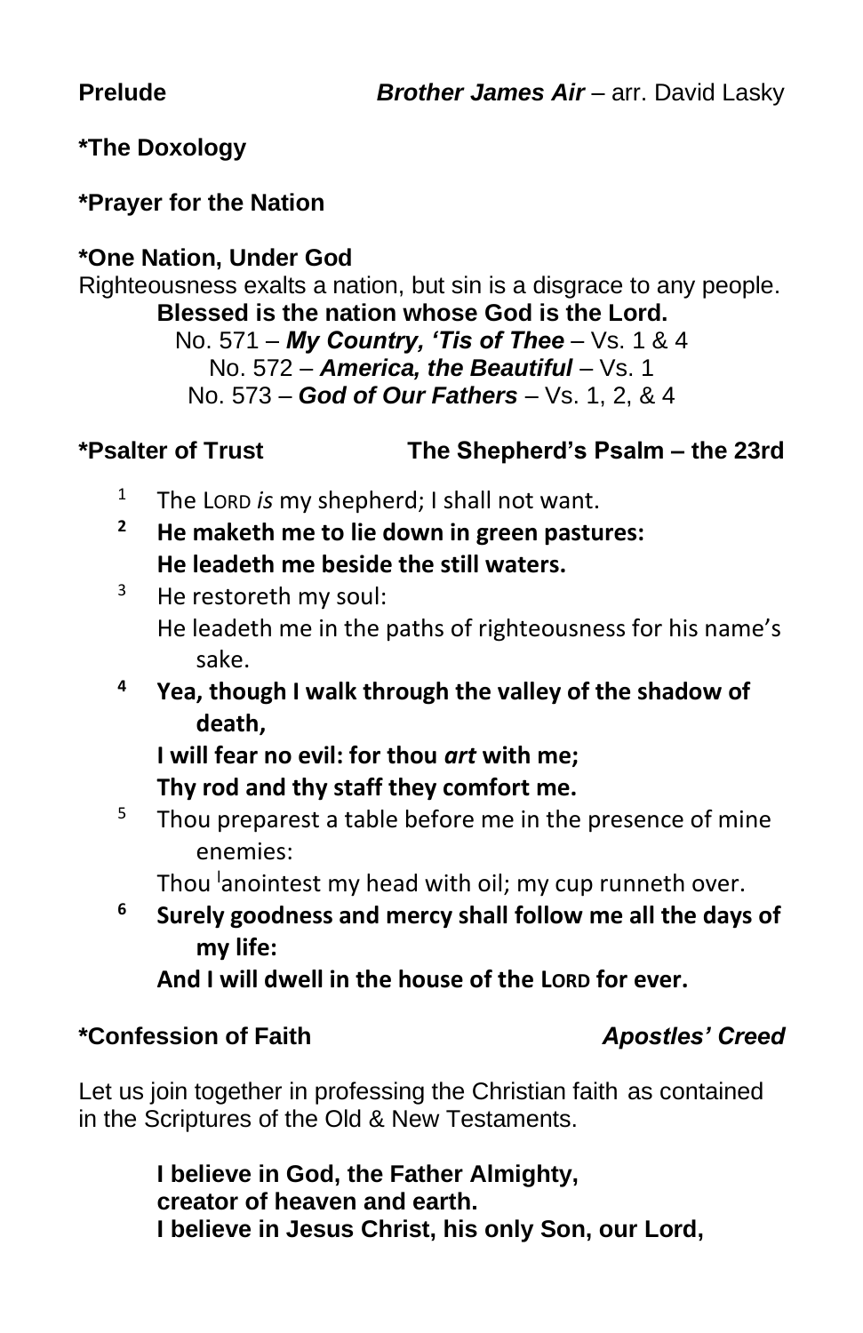**Prelude** ***Brother James Air*** – arr. David Lasky

**\*The Doxology**

**\*Prayer for the Nation**

**\*One Nation, Under God**

Righteousness exalts a nation, but sin is a disgrace to any people.

**Blessed is the nation whose God is the Lord.**

No. 571 – ***My Country, 'Tis of Thee*** – Vs. 1 & 4

No. 572 – ***America, the Beautiful*** – Vs. 1

No. 573 – ***God of Our Fathers*** – Vs. 1, 2, & 4

**\*Psalter of Trust** **The Shepherd's Psalm – the 23rd**

1 The LORD *is* my shepherd; I shall not want.

**2 He maketh me to lie down in green pastures:
He leadeth me beside the still waters.**

3 He restoreth my soul:
He leadeth me in the paths of righteousness for his name's sake.

**4 Yea, though I walk through the valley of the shadow of death,
I will fear no evil: for thou *art* with me;
Thy rod and thy staff they comfort me.**

5 Thou preparest a table before me in the presence of mine enemies:
Thou anointest my head with oil; my cup runneth over.

**6 Surely goodness and mercy shall follow me all the days of my life:
And I will dwell in the house of the LORD for ever.**

**\*Confession of Faith** ***Apostles' Creed***

Let us join together in professing the Christian faith as contained in the Scriptures of the Old & New Testaments.

**I believe in God, the Father Almighty,
creator of heaven and earth.
I believe in Jesus Christ, his only Son, our Lord,**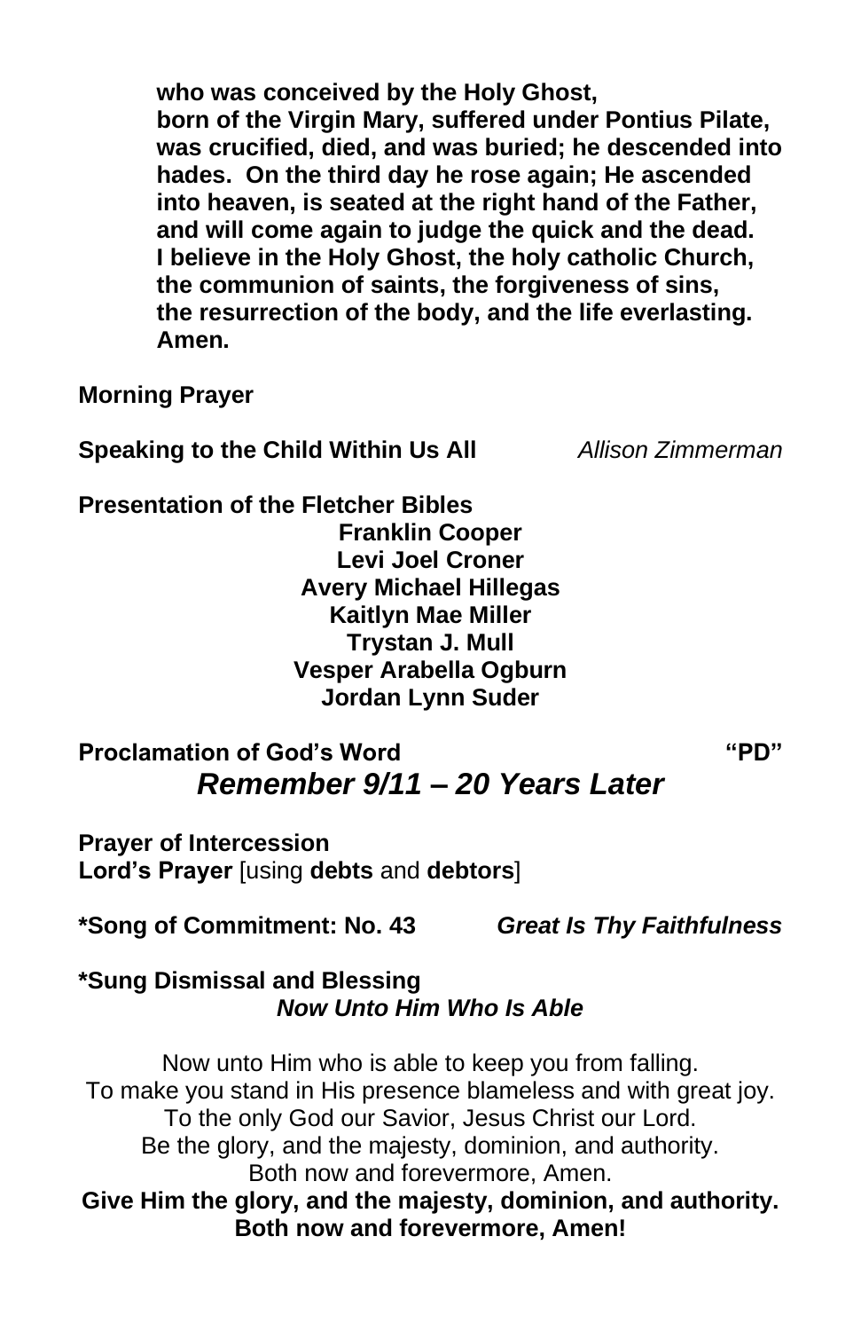**who was conceived by the Holy Ghost,**
**born of the Virgin Mary, suffered under Pontius Pilate, was crucified, died, and was buried; he descended into hades. On the third day he rose again; He ascended into heaven, is seated at the right hand of the Father, and will come again to judge the quick and the dead. I believe in the Holy Ghost, the holy catholic Church, the communion of saints, the forgiveness of sins, the resurrection of the body, and the life everlasting. Amen.**

**Morning Prayer**

**Speaking to the Child Within Us All** *Allison Zimmerman*

**Presentation of the Fletcher Bibles**

**Franklin Cooper**
**Levi Joel Croner**
**Avery Michael Hillegas**
**Kaitlyn Mae Miller**
**Trystan J. Mull**
**Vesper Arabella Ogburn**
**Jordan Lynn Suder**

**Proclamation of God's Word** **"PD"**

***Remember 9/11 – 20 Years Later***

**Prayer of Intercession**
**Lord's Prayer** [using **debts** and **debtors**]

**\*Song of Commitment: No. 43** ***Great Is Thy Faithfulness***

**\*Sung Dismissal and Blessing**
***Now Unto Him Who Is Able***

Now unto Him who is able to keep you from falling.
To make you stand in His presence blameless and with great joy.
To the only God our Savior, Jesus Christ our Lord.
Be the glory, and the majesty, dominion, and authority.
Both now and forevermore, Amen.
**Give Him the glory, and the majesty, dominion, and authority.**
**Both now and forevermore, Amen!**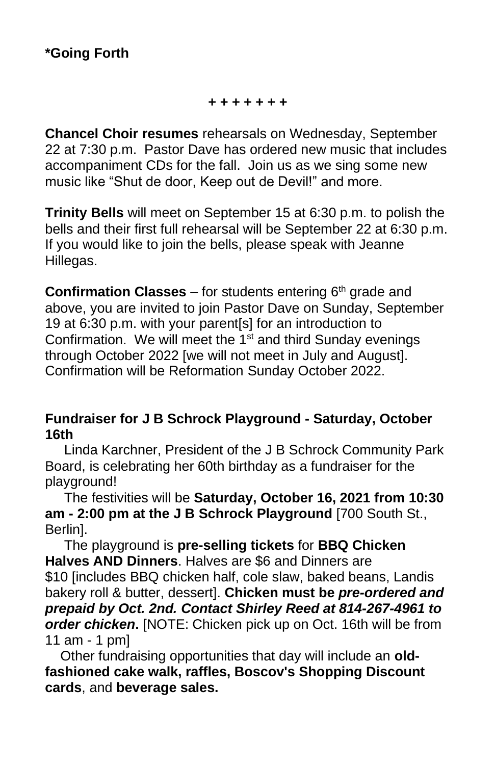**\*Going Forth**

**+ + + + + + +**

**Chancel Choir resumes** rehearsals on Wednesday, September 22 at 7:30 p.m. Pastor Dave has ordered new music that includes accompaniment CDs for the fall. Join us as we sing some new music like "Shut de door, Keep out de Devil!" and more.

**Trinity Bells** will meet on September 15 at 6:30 p.m. to polish the bells and their first full rehearsal will be September 22 at 6:30 p.m. If you would like to join the bells, please speak with Jeanne Hillegas.

**Confirmation Classes** – for students entering 6th grade and above, you are invited to join Pastor Dave on Sunday, September 19 at 6:30 p.m. with your parent[s] for an introduction to Confirmation. We will meet the 1st and third Sunday evenings through October 2022 [we will not meet in July and August]. Confirmation will be Reformation Sunday October 2022.

**Fundraiser for J B Schrock Playground - Saturday, October 16th**

Linda Karchner, President of the J B Schrock Community Park Board, is celebrating her 60th birthday as a fundraiser for the playground!

The festivities will be **Saturday, October 16, 2021 from 10:30 am - 2:00 pm at the J B Schrock Playground** [700 South St., Berlin].

The playground is **pre-selling tickets** for **BBQ Chicken Halves AND Dinners**. Halves are $6 and Dinners are $10 [includes BBQ chicken half, cole slaw, baked beans, Landis bakery roll & butter, dessert]. **Chicken must be *pre-ordered and prepaid by Oct. 2nd. Contact Shirley Reed at 814-267-4961 to order chicken*.** [NOTE: Chicken pick up on Oct. 16th will be from 11 am - 1 pm]

Other fundraising opportunities that day will include an **old-fashioned cake walk, raffles, Boscov's Shopping Discount cards**, and **beverage sales.**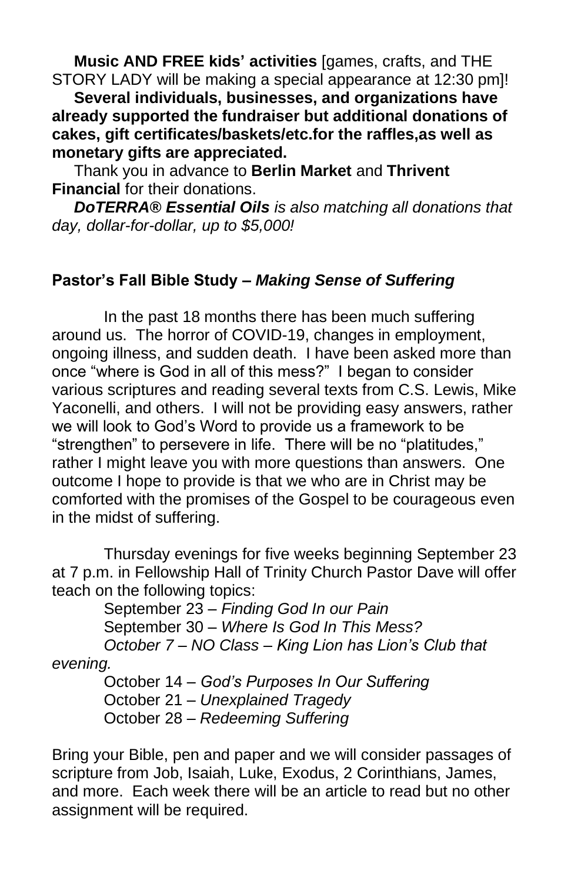**Music AND FREE kids' activities** [games, crafts, and THE STORY LADY will be making a special appearance at 12:30 pm]!

**Several individuals, businesses, and organizations have already supported the fundraiser but additional donations of cakes, gift certificates/baskets/etc.for the raffles,as well as monetary gifts are appreciated.**

Thank you in advance to **Berlin Market** and **Thrivent Financial** for their donations.

***DoTERRA® Essential Oils** is also matching all donations that day, dollar-for-dollar, up to $5,000!*

## Pastor's Fall Bible Study – *Making Sense of Suffering*

In the past 18 months there has been much suffering around us. The horror of COVID-19, changes in employment, ongoing illness, and sudden death. I have been asked more than once "where is God in all of this mess?" I began to consider various scriptures and reading several texts from C.S. Lewis, Mike Yaconelli, and others. I will not be providing easy answers, rather we will look to God's Word to provide us a framework to be "strengthen" to persevere in life. There will be no "platitudes," rather I might leave you with more questions than answers. One outcome I hope to provide is that we who are in Christ may be comforted with the promises of the Gospel to be courageous even in the midst of suffering.

Thursday evenings for five weeks beginning September 23 at 7 p.m. in Fellowship Hall of Trinity Church Pastor Dave will offer teach on the following topics:

September 23 – *Finding God In our Pain*
September 30 – *Where Is God In This Mess?*
*October 7 – NO Class – King Lion has Lion's Club that evening.*
October 14 – *God's Purposes In Our Suffering*
October 21 – *Unexplained Tragedy*
October 28 – *Redeeming Suffering*

Bring your Bible, pen and paper and we will consider passages of scripture from Job, Isaiah, Luke, Exodus, 2 Corinthians, James, and more. Each week there will be an article to read but no other assignment will be required.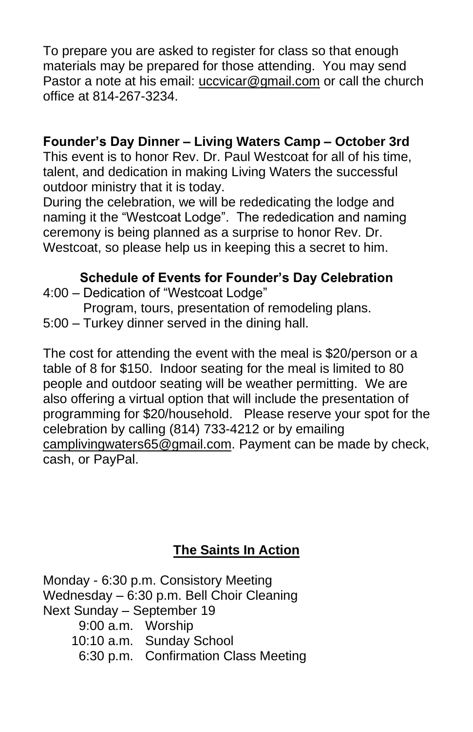To prepare you are asked to register for class so that enough materials may be prepared for those attending. You may send Pastor a note at his email: uccvicar@gmail.com or call the church office at 814-267-3234.

**Founder's Day Dinner – Living Waters Camp – October 3rd**

This event is to honor Rev. Dr. Paul Westcoat for all of his time, talent, and dedication in making Living Waters the successful outdoor ministry that it is today.

During the celebration, we will be rededicating the lodge and naming it the "Westcoat Lodge". The rededication and naming ceremony is being planned as a surprise to honor Rev. Dr. Westcoat, so please help us in keeping this a secret to him.

**Schedule of Events for Founder's Day Celebration**

4:00 – Dedication of "Westcoat Lodge"
Program, tours, presentation of remodeling plans.
5:00 – Turkey dinner served in the dining hall.

The cost for attending the event with the meal is $20/person or a table of 8 for $150. Indoor seating for the meal is limited to 80 people and outdoor seating will be weather permitting. We are also offering a virtual option that will include the presentation of programming for $20/household. Please reserve your spot for the celebration by calling (814) 733-4212 or by emailing camplivingwaters65@gmail.com. Payment can be made by check, cash, or PayPal.

## The Saints In Action

Monday - 6:30 p.m. Consistory Meeting
Wednesday – 6:30 p.m. Bell Choir Cleaning
Next Sunday – September 19
9:00 a.m. Worship
10:10 a.m. Sunday School
6:30 p.m. Confirmation Class Meeting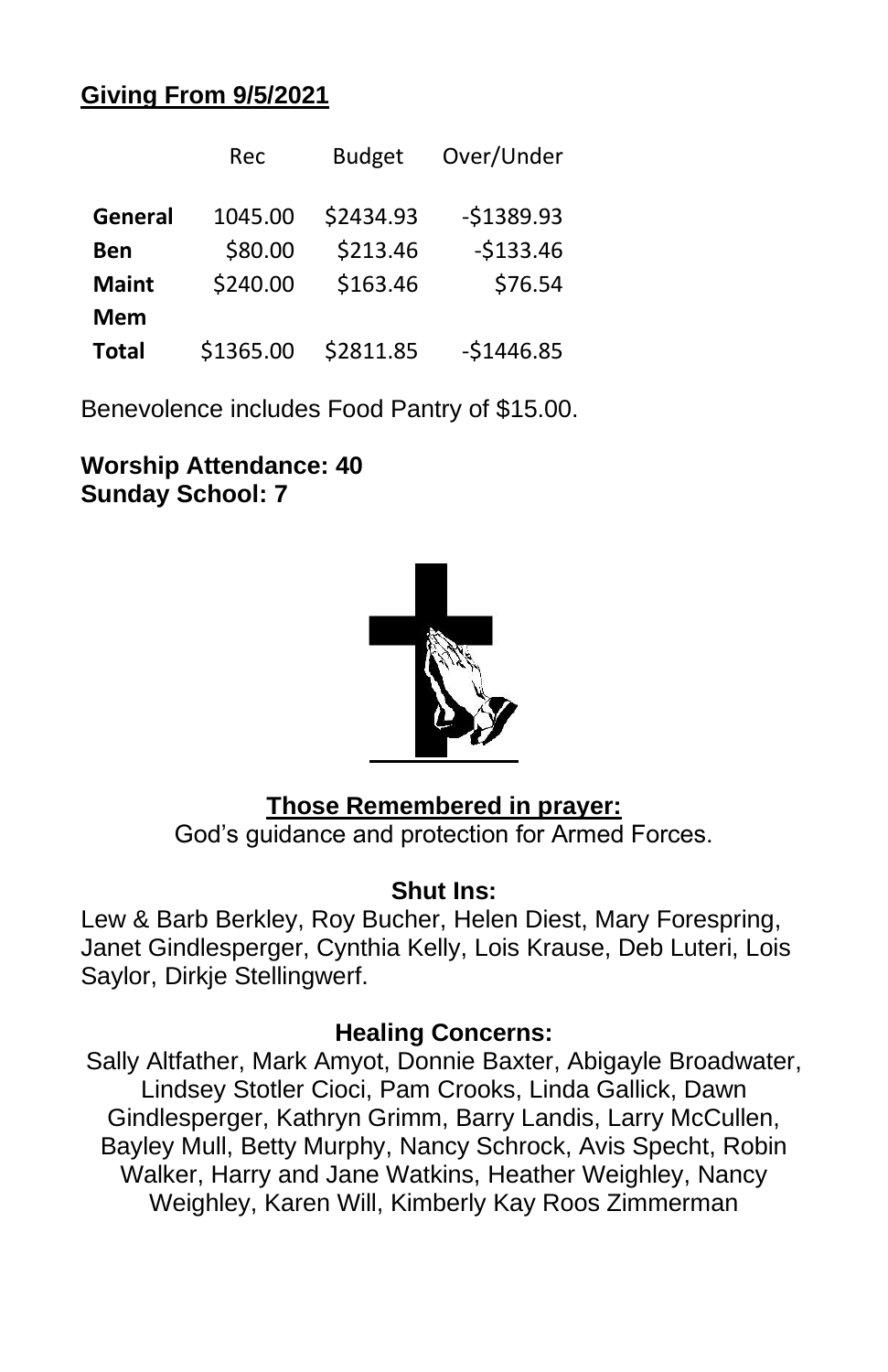## Giving From 9/5/2021

| | Rec | Budget | Over/Under |
|---|---|---|---|
| **General** | 1045.00 | $2434.93 | -$1389.93 |
| **Ben** | $80.00 | $213.46 | -$133.46 |
| **Maint** | $240.00 | $163.46 | $76.54 |
| **Mem** | | | |
| **Total** | $1365.00 | $2811.85 | -$1446.85 |

Benevolence includes Food Pantry of $15.00.

**Worship Attendance: 40**
**Sunday School: 7**

**Those Remembered in prayer:**

God's guidance and protection for Armed Forces.

**Shut Ins:**

Lew & Barb Berkley, Roy Bucher, Helen Diest, Mary Forespring, Janet Gindlesperger, Cynthia Kelly, Lois Krause, Deb Luteri, Lois Saylor, Dirkje Stellingwerf.

**Healing Concerns:**

Sally Altfather, Mark Amyot, Donnie Baxter, Abigayle Broadwater, Lindsey Stotler Cioci, Pam Crooks, Linda Gallick, Dawn Gindlesperger, Kathryn Grimm, Barry Landis, Larry McCullen, Bayley Mull, Betty Murphy, Nancy Schrock, Avis Specht, Robin Walker, Harry and Jane Watkins, Heather Weighley, Nancy Weighley, Karen Will, Kimberly Kay Roos Zimmerman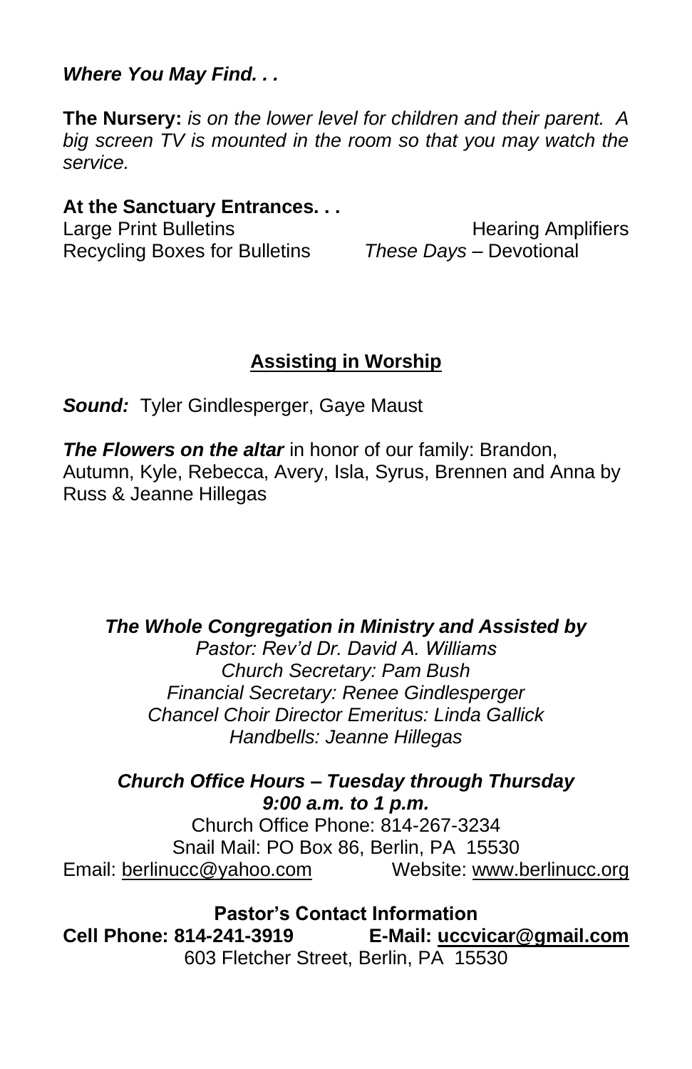***Where You May Find. . .***

**The Nursery:** *is on the lower level for children and their parent. A big screen TV is mounted in the room so that you may watch the service.*

**At the Sanctuary Entrances. . .**

Large Print Bulletins

Hearing Amplifiers

Recycling Boxes for Bulletins

*These Days* – Devotional

## Assisting in Worship

***Sound:*** Tyler Gindlesperger, Gaye Maust

***The Flowers on the altar*** in honor of our family: Brandon, Autumn, Kyle, Rebecca, Avery, Isla, Syrus, Brennen and Anna by Russ & Jeanne Hillegas

***The Whole Congregation in Ministry and Assisted by***

*Pastor: Rev'd Dr. David A. Williams*

*Church Secretary: Pam Bush*

*Financial Secretary: Renee Gindlesperger*

*Chancel Choir Director Emeritus: Linda Gallick*

*Handbells: Jeanne Hillegas*

***Church Office Hours – Tuesday through Thursday***
***9:00 a.m. to 1 p.m.***

Church Office Phone: 814-267-3234

Snail Mail: PO Box 86, Berlin, PA 15530

Email: berlinucc@yahoo.com Website: www.berlinucc.org

**Pastor's Contact Information**

**Cell Phone: 814-241-3919 E-Mail: uccvicar@gmail.com**

603 Fletcher Street, Berlin, PA 15530